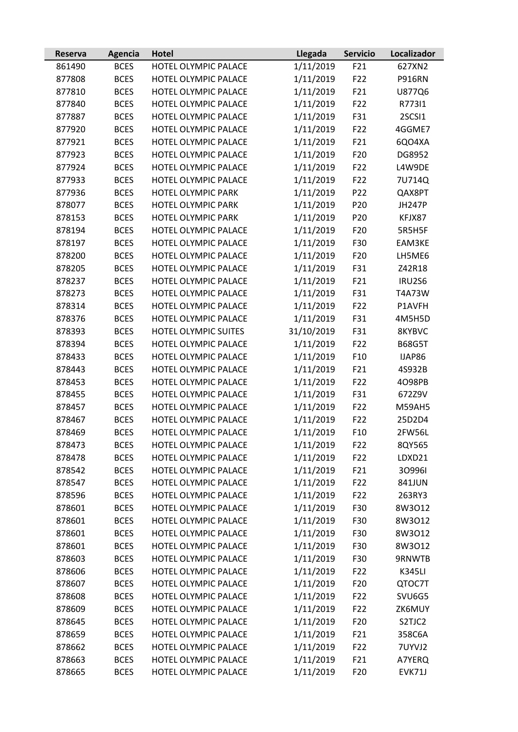| Reserva | Agencia | Hotel | Llegada | Servicio | Localizador |
|---|---|---|---|---|---|
| 861490 | BCES | HOTEL OLYMPIC PALACE | 1/11/2019 | F21 | 627XN2 |
| 877808 | BCES | HOTEL OLYMPIC PALACE | 1/11/2019 | F22 | P916RN |
| 877810 | BCES | HOTEL OLYMPIC PALACE | 1/11/2019 | F21 | U877Q6 |
| 877840 | BCES | HOTEL OLYMPIC PALACE | 1/11/2019 | F22 | R773I1 |
| 877887 | BCES | HOTEL OLYMPIC PALACE | 1/11/2019 | F31 | 2SCSI1 |
| 877920 | BCES | HOTEL OLYMPIC PALACE | 1/11/2019 | F22 | 4GGME7 |
| 877921 | BCES | HOTEL OLYMPIC PALACE | 1/11/2019 | F21 | 6QO4XA |
| 877923 | BCES | HOTEL OLYMPIC PALACE | 1/11/2019 | F20 | DG8952 |
| 877924 | BCES | HOTEL OLYMPIC PALACE | 1/11/2019 | F22 | L4W9DE |
| 877933 | BCES | HOTEL OLYMPIC PALACE | 1/11/2019 | F22 | 7U714Q |
| 877936 | BCES | HOTEL OLYMPIC PARK | 1/11/2019 | P22 | QAX8PT |
| 878077 | BCES | HOTEL OLYMPIC PARK | 1/11/2019 | P20 | JH247P |
| 878153 | BCES | HOTEL OLYMPIC PARK | 1/11/2019 | P20 | KFJX87 |
| 878194 | BCES | HOTEL OLYMPIC PALACE | 1/11/2019 | F20 | 5R5H5F |
| 878197 | BCES | HOTEL OLYMPIC PALACE | 1/11/2019 | F30 | EAM3KE |
| 878200 | BCES | HOTEL OLYMPIC PALACE | 1/11/2019 | F20 | LH5ME6 |
| 878205 | BCES | HOTEL OLYMPIC PALACE | 1/11/2019 | F31 | Z42R18 |
| 878237 | BCES | HOTEL OLYMPIC PALACE | 1/11/2019 | F21 | IRU2S6 |
| 878273 | BCES | HOTEL OLYMPIC PALACE | 1/11/2019 | F31 | T4A73W |
| 878314 | BCES | HOTEL OLYMPIC PALACE | 1/11/2019 | F22 | P1AVFH |
| 878376 | BCES | HOTEL OLYMPIC PALACE | 1/11/2019 | F31 | 4M5H5D |
| 878393 | BCES | HOTEL OLYMPIC SUITES | 31/10/2019 | F31 | 8KYBVC |
| 878394 | BCES | HOTEL OLYMPIC PALACE | 1/11/2019 | F22 | B68G5T |
| 878433 | BCES | HOTEL OLYMPIC PALACE | 1/11/2019 | F10 | IJAP86 |
| 878443 | BCES | HOTEL OLYMPIC PALACE | 1/11/2019 | F21 | 4S932B |
| 878453 | BCES | HOTEL OLYMPIC PALACE | 1/11/2019 | F22 | 4O98PB |
| 878455 | BCES | HOTEL OLYMPIC PALACE | 1/11/2019 | F31 | 672Z9V |
| 878457 | BCES | HOTEL OLYMPIC PALACE | 1/11/2019 | F22 | M59AH5 |
| 878467 | BCES | HOTEL OLYMPIC PALACE | 1/11/2019 | F22 | 25D2D4 |
| 878469 | BCES | HOTEL OLYMPIC PALACE | 1/11/2019 | F10 | 2FW56L |
| 878473 | BCES | HOTEL OLYMPIC PALACE | 1/11/2019 | F22 | 8QY565 |
| 878478 | BCES | HOTEL OLYMPIC PALACE | 1/11/2019 | F22 | LDXD21 |
| 878542 | BCES | HOTEL OLYMPIC PALACE | 1/11/2019 | F21 | 3O996I |
| 878547 | BCES | HOTEL OLYMPIC PALACE | 1/11/2019 | F22 | 841JUN |
| 878596 | BCES | HOTEL OLYMPIC PALACE | 1/11/2019 | F22 | 263RY3 |
| 878601 | BCES | HOTEL OLYMPIC PALACE | 1/11/2019 | F30 | 8W3O12 |
| 878601 | BCES | HOTEL OLYMPIC PALACE | 1/11/2019 | F30 | 8W3O12 |
| 878601 | BCES | HOTEL OLYMPIC PALACE | 1/11/2019 | F30 | 8W3O12 |
| 878601 | BCES | HOTEL OLYMPIC PALACE | 1/11/2019 | F30 | 8W3O12 |
| 878603 | BCES | HOTEL OLYMPIC PALACE | 1/11/2019 | F30 | 9RNWTB |
| 878606 | BCES | HOTEL OLYMPIC PALACE | 1/11/2019 | F22 | K345LI |
| 878607 | BCES | HOTEL OLYMPIC PALACE | 1/11/2019 | F20 | QTOC7T |
| 878608 | BCES | HOTEL OLYMPIC PALACE | 1/11/2019 | F22 | SVU6G5 |
| 878609 | BCES | HOTEL OLYMPIC PALACE | 1/11/2019 | F22 | ZK6MUY |
| 878645 | BCES | HOTEL OLYMPIC PALACE | 1/11/2019 | F20 | S2TJC2 |
| 878659 | BCES | HOTEL OLYMPIC PALACE | 1/11/2019 | F21 | 358C6A |
| 878662 | BCES | HOTEL OLYMPIC PALACE | 1/11/2019 | F22 | 7UYVJ2 |
| 878663 | BCES | HOTEL OLYMPIC PALACE | 1/11/2019 | F21 | A7YERQ |
| 878665 | BCES | HOTEL OLYMPIC PALACE | 1/11/2019 | F20 | EVK71J |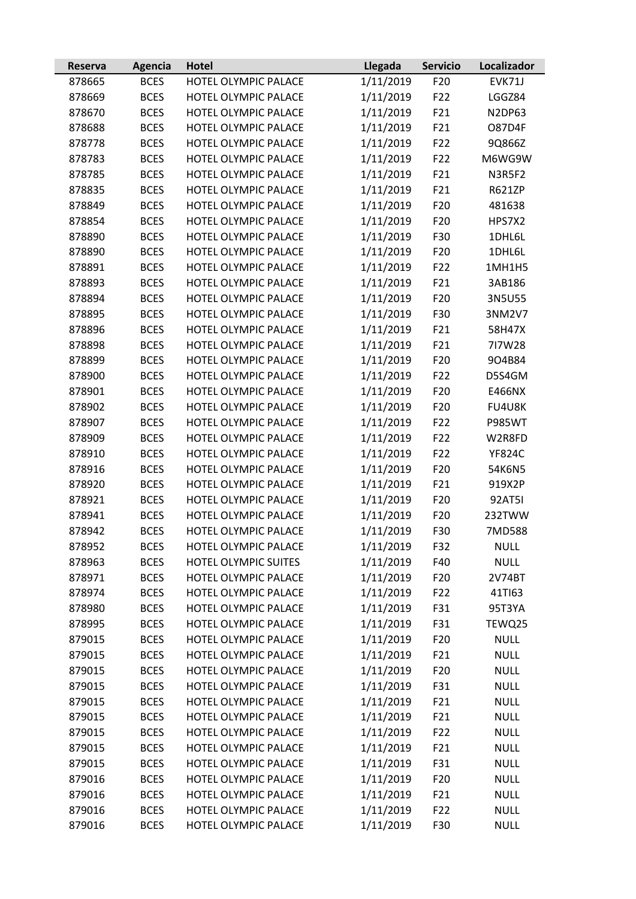| Reserva | Agencia | Hotel | Llegada | Servicio | Localizador |
|---|---|---|---|---|---|
| 878665 | BCES | HOTEL OLYMPIC PALACE | 1/11/2019 | F20 | EVK71J |
| 878669 | BCES | HOTEL OLYMPIC PALACE | 1/11/2019 | F22 | LGGZ84 |
| 878670 | BCES | HOTEL OLYMPIC PALACE | 1/11/2019 | F21 | N2DP63 |
| 878688 | BCES | HOTEL OLYMPIC PALACE | 1/11/2019 | F21 | O87D4F |
| 878778 | BCES | HOTEL OLYMPIC PALACE | 1/11/2019 | F22 | 9Q866Z |
| 878783 | BCES | HOTEL OLYMPIC PALACE | 1/11/2019 | F22 | M6WG9W |
| 878785 | BCES | HOTEL OLYMPIC PALACE | 1/11/2019 | F21 | N3R5F2 |
| 878835 | BCES | HOTEL OLYMPIC PALACE | 1/11/2019 | F21 | R621ZP |
| 878849 | BCES | HOTEL OLYMPIC PALACE | 1/11/2019 | F20 | 481638 |
| 878854 | BCES | HOTEL OLYMPIC PALACE | 1/11/2019 | F20 | HPS7X2 |
| 878890 | BCES | HOTEL OLYMPIC PALACE | 1/11/2019 | F30 | 1DHL6L |
| 878890 | BCES | HOTEL OLYMPIC PALACE | 1/11/2019 | F20 | 1DHL6L |
| 878891 | BCES | HOTEL OLYMPIC PALACE | 1/11/2019 | F22 | 1MH1H5 |
| 878893 | BCES | HOTEL OLYMPIC PALACE | 1/11/2019 | F21 | 3AB186 |
| 878894 | BCES | HOTEL OLYMPIC PALACE | 1/11/2019 | F20 | 3N5U55 |
| 878895 | BCES | HOTEL OLYMPIC PALACE | 1/11/2019 | F30 | 3NM2V7 |
| 878896 | BCES | HOTEL OLYMPIC PALACE | 1/11/2019 | F21 | 58H47X |
| 878898 | BCES | HOTEL OLYMPIC PALACE | 1/11/2019 | F21 | 7I7W28 |
| 878899 | BCES | HOTEL OLYMPIC PALACE | 1/11/2019 | F20 | 9O4B84 |
| 878900 | BCES | HOTEL OLYMPIC PALACE | 1/11/2019 | F22 | D5S4GM |
| 878901 | BCES | HOTEL OLYMPIC PALACE | 1/11/2019 | F20 | E466NX |
| 878902 | BCES | HOTEL OLYMPIC PALACE | 1/11/2019 | F20 | FU4U8K |
| 878907 | BCES | HOTEL OLYMPIC PALACE | 1/11/2019 | F22 | P985WT |
| 878909 | BCES | HOTEL OLYMPIC PALACE | 1/11/2019 | F22 | W2R8FD |
| 878910 | BCES | HOTEL OLYMPIC PALACE | 1/11/2019 | F22 | YF824C |
| 878916 | BCES | HOTEL OLYMPIC PALACE | 1/11/2019 | F20 | 54K6N5 |
| 878920 | BCES | HOTEL OLYMPIC PALACE | 1/11/2019 | F21 | 919X2P |
| 878921 | BCES | HOTEL OLYMPIC PALACE | 1/11/2019 | F20 | 92AT5I |
| 878941 | BCES | HOTEL OLYMPIC PALACE | 1/11/2019 | F20 | 232TWW |
| 878942 | BCES | HOTEL OLYMPIC PALACE | 1/11/2019 | F30 | 7MD588 |
| 878952 | BCES | HOTEL OLYMPIC PALACE | 1/11/2019 | F32 | NULL |
| 878963 | BCES | HOTEL OLYMPIC SUITES | 1/11/2019 | F40 | NULL |
| 878971 | BCES | HOTEL OLYMPIC PALACE | 1/11/2019 | F20 | 2V74BT |
| 878974 | BCES | HOTEL OLYMPIC PALACE | 1/11/2019 | F22 | 41TI63 |
| 878980 | BCES | HOTEL OLYMPIC PALACE | 1/11/2019 | F31 | 95T3YA |
| 878995 | BCES | HOTEL OLYMPIC PALACE | 1/11/2019 | F31 | TEWQ25 |
| 879015 | BCES | HOTEL OLYMPIC PALACE | 1/11/2019 | F20 | NULL |
| 879015 | BCES | HOTEL OLYMPIC PALACE | 1/11/2019 | F21 | NULL |
| 879015 | BCES | HOTEL OLYMPIC PALACE | 1/11/2019 | F20 | NULL |
| 879015 | BCES | HOTEL OLYMPIC PALACE | 1/11/2019 | F31 | NULL |
| 879015 | BCES | HOTEL OLYMPIC PALACE | 1/11/2019 | F21 | NULL |
| 879015 | BCES | HOTEL OLYMPIC PALACE | 1/11/2019 | F21 | NULL |
| 879015 | BCES | HOTEL OLYMPIC PALACE | 1/11/2019 | F22 | NULL |
| 879015 | BCES | HOTEL OLYMPIC PALACE | 1/11/2019 | F21 | NULL |
| 879015 | BCES | HOTEL OLYMPIC PALACE | 1/11/2019 | F31 | NULL |
| 879016 | BCES | HOTEL OLYMPIC PALACE | 1/11/2019 | F20 | NULL |
| 879016 | BCES | HOTEL OLYMPIC PALACE | 1/11/2019 | F21 | NULL |
| 879016 | BCES | HOTEL OLYMPIC PALACE | 1/11/2019 | F22 | NULL |
| 879016 | BCES | HOTEL OLYMPIC PALACE | 1/11/2019 | F30 | NULL |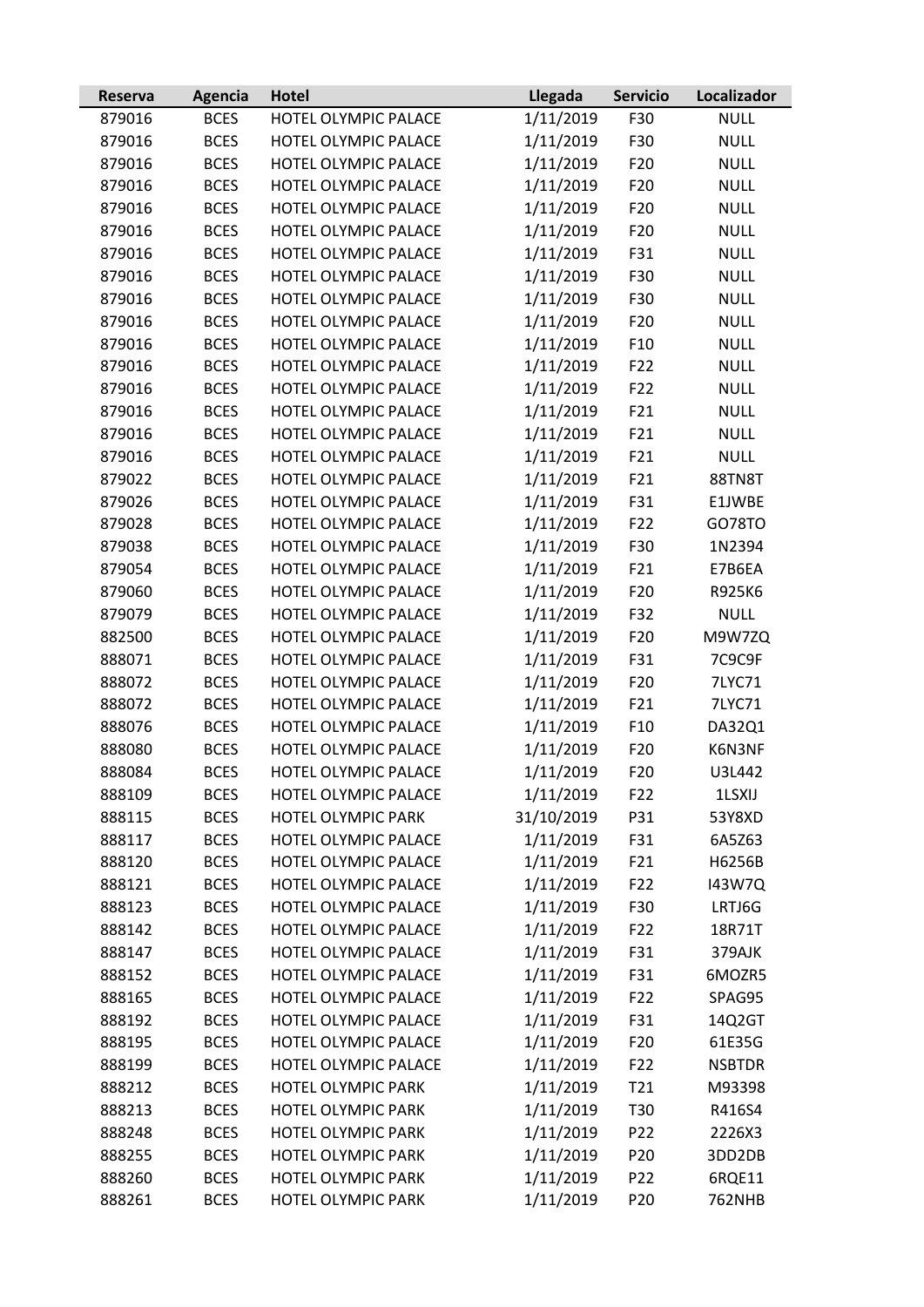| Reserva | Agencia | Hotel | Llegada | Servicio | Localizador |
|---|---|---|---|---|---|
| 879016 | BCES | HOTEL OLYMPIC PALACE | 1/11/2019 | F30 | NULL |
| 879016 | BCES | HOTEL OLYMPIC PALACE | 1/11/2019 | F30 | NULL |
| 879016 | BCES | HOTEL OLYMPIC PALACE | 1/11/2019 | F20 | NULL |
| 879016 | BCES | HOTEL OLYMPIC PALACE | 1/11/2019 | F20 | NULL |
| 879016 | BCES | HOTEL OLYMPIC PALACE | 1/11/2019 | F20 | NULL |
| 879016 | BCES | HOTEL OLYMPIC PALACE | 1/11/2019 | F20 | NULL |
| 879016 | BCES | HOTEL OLYMPIC PALACE | 1/11/2019 | F31 | NULL |
| 879016 | BCES | HOTEL OLYMPIC PALACE | 1/11/2019 | F30 | NULL |
| 879016 | BCES | HOTEL OLYMPIC PALACE | 1/11/2019 | F30 | NULL |
| 879016 | BCES | HOTEL OLYMPIC PALACE | 1/11/2019 | F20 | NULL |
| 879016 | BCES | HOTEL OLYMPIC PALACE | 1/11/2019 | F10 | NULL |
| 879016 | BCES | HOTEL OLYMPIC PALACE | 1/11/2019 | F22 | NULL |
| 879016 | BCES | HOTEL OLYMPIC PALACE | 1/11/2019 | F22 | NULL |
| 879016 | BCES | HOTEL OLYMPIC PALACE | 1/11/2019 | F21 | NULL |
| 879016 | BCES | HOTEL OLYMPIC PALACE | 1/11/2019 | F21 | NULL |
| 879016 | BCES | HOTEL OLYMPIC PALACE | 1/11/2019 | F21 | NULL |
| 879022 | BCES | HOTEL OLYMPIC PALACE | 1/11/2019 | F21 | 88TN8T |
| 879026 | BCES | HOTEL OLYMPIC PALACE | 1/11/2019 | F31 | E1JWBE |
| 879028 | BCES | HOTEL OLYMPIC PALACE | 1/11/2019 | F22 | GO78TO |
| 879038 | BCES | HOTEL OLYMPIC PALACE | 1/11/2019 | F30 | 1N2394 |
| 879054 | BCES | HOTEL OLYMPIC PALACE | 1/11/2019 | F21 | E7B6EA |
| 879060 | BCES | HOTEL OLYMPIC PALACE | 1/11/2019 | F20 | R925K6 |
| 879079 | BCES | HOTEL OLYMPIC PALACE | 1/11/2019 | F32 | NULL |
| 882500 | BCES | HOTEL OLYMPIC PALACE | 1/11/2019 | F20 | M9W7ZQ |
| 888071 | BCES | HOTEL OLYMPIC PALACE | 1/11/2019 | F31 | 7C9C9F |
| 888072 | BCES | HOTEL OLYMPIC PALACE | 1/11/2019 | F20 | 7LYC71 |
| 888072 | BCES | HOTEL OLYMPIC PALACE | 1/11/2019 | F21 | 7LYC71 |
| 888076 | BCES | HOTEL OLYMPIC PALACE | 1/11/2019 | F10 | DA32Q1 |
| 888080 | BCES | HOTEL OLYMPIC PALACE | 1/11/2019 | F20 | K6N3NF |
| 888084 | BCES | HOTEL OLYMPIC PALACE | 1/11/2019 | F20 | U3L442 |
| 888109 | BCES | HOTEL OLYMPIC PALACE | 1/11/2019 | F22 | 1LSXIJ |
| 888115 | BCES | HOTEL OLYMPIC PARK | 31/10/2019 | P31 | 53Y8XD |
| 888117 | BCES | HOTEL OLYMPIC PALACE | 1/11/2019 | F31 | 6A5Z63 |
| 888120 | BCES | HOTEL OLYMPIC PALACE | 1/11/2019 | F21 | H6256B |
| 888121 | BCES | HOTEL OLYMPIC PALACE | 1/11/2019 | F22 | I43W7Q |
| 888123 | BCES | HOTEL OLYMPIC PALACE | 1/11/2019 | F30 | LRTJ6G |
| 888142 | BCES | HOTEL OLYMPIC PALACE | 1/11/2019 | F22 | 18R71T |
| 888147 | BCES | HOTEL OLYMPIC PALACE | 1/11/2019 | F31 | 379AJK |
| 888152 | BCES | HOTEL OLYMPIC PALACE | 1/11/2019 | F31 | 6MOZR5 |
| 888165 | BCES | HOTEL OLYMPIC PALACE | 1/11/2019 | F22 | SPAG95 |
| 888192 | BCES | HOTEL OLYMPIC PALACE | 1/11/2019 | F31 | 14Q2GT |
| 888195 | BCES | HOTEL OLYMPIC PALACE | 1/11/2019 | F20 | 61E35G |
| 888199 | BCES | HOTEL OLYMPIC PALACE | 1/11/2019 | F22 | NSBTDR |
| 888212 | BCES | HOTEL OLYMPIC PARK | 1/11/2019 | T21 | M93398 |
| 888213 | BCES | HOTEL OLYMPIC PARK | 1/11/2019 | T30 | R416S4 |
| 888248 | BCES | HOTEL OLYMPIC PARK | 1/11/2019 | P22 | 2226X3 |
| 888255 | BCES | HOTEL OLYMPIC PARK | 1/11/2019 | P20 | 3DD2DB |
| 888260 | BCES | HOTEL OLYMPIC PARK | 1/11/2019 | P22 | 6RQE11 |
| 888261 | BCES | HOTEL OLYMPIC PARK | 1/11/2019 | P20 | 762NHB |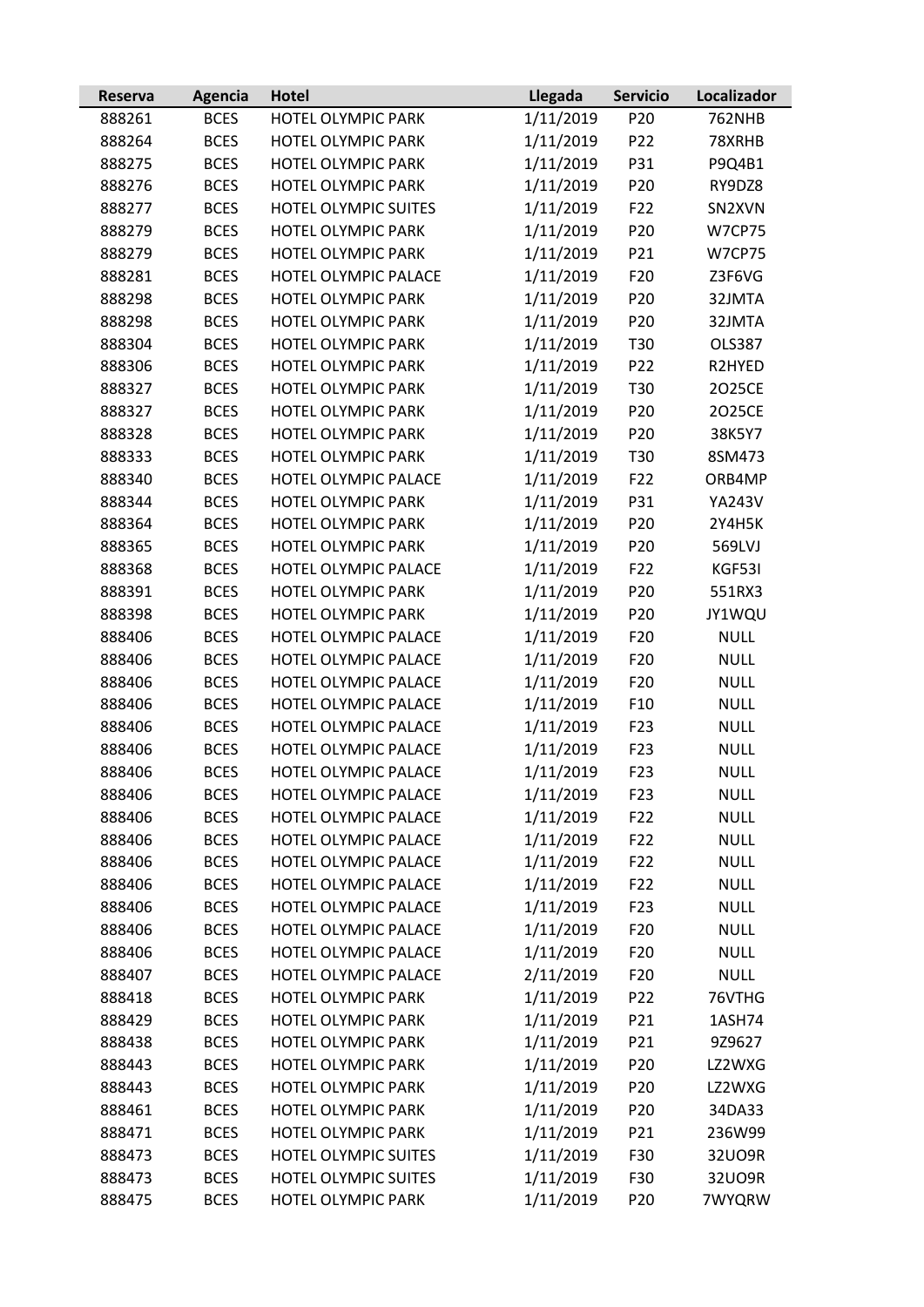| Reserva | Agencia | Hotel | Llegada | Servicio | Localizador |
|---|---|---|---|---|---|
| 888261 | BCES | HOTEL OLYMPIC PARK | 1/11/2019 | P20 | 762NHB |
| 888264 | BCES | HOTEL OLYMPIC PARK | 1/11/2019 | P22 | 78XRHB |
| 888275 | BCES | HOTEL OLYMPIC PARK | 1/11/2019 | P31 | P9Q4B1 |
| 888276 | BCES | HOTEL OLYMPIC PARK | 1/11/2019 | P20 | RY9DZ8 |
| 888277 | BCES | HOTEL OLYMPIC SUITES | 1/11/2019 | F22 | SN2XVN |
| 888279 | BCES | HOTEL OLYMPIC PARK | 1/11/2019 | P20 | W7CP75 |
| 888279 | BCES | HOTEL OLYMPIC PARK | 1/11/2019 | P21 | W7CP75 |
| 888281 | BCES | HOTEL OLYMPIC PALACE | 1/11/2019 | F20 | Z3F6VG |
| 888298 | BCES | HOTEL OLYMPIC PARK | 1/11/2019 | P20 | 32JMTA |
| 888298 | BCES | HOTEL OLYMPIC PARK | 1/11/2019 | P20 | 32JMTA |
| 888304 | BCES | HOTEL OLYMPIC PARK | 1/11/2019 | T30 | OLS387 |
| 888306 | BCES | HOTEL OLYMPIC PARK | 1/11/2019 | P22 | R2HYED |
| 888327 | BCES | HOTEL OLYMPIC PARK | 1/11/2019 | T30 | 2O25CE |
| 888327 | BCES | HOTEL OLYMPIC PARK | 1/11/2019 | P20 | 2O25CE |
| 888328 | BCES | HOTEL OLYMPIC PARK | 1/11/2019 | P20 | 38K5Y7 |
| 888333 | BCES | HOTEL OLYMPIC PARK | 1/11/2019 | T30 | 8SM473 |
| 888340 | BCES | HOTEL OLYMPIC PALACE | 1/11/2019 | F22 | ORB4MP |
| 888344 | BCES | HOTEL OLYMPIC PARK | 1/11/2019 | P31 | YA243V |
| 888364 | BCES | HOTEL OLYMPIC PARK | 1/11/2019 | P20 | 2Y4H5K |
| 888365 | BCES | HOTEL OLYMPIC PARK | 1/11/2019 | P20 | 569LVJ |
| 888368 | BCES | HOTEL OLYMPIC PALACE | 1/11/2019 | F22 | KGF53I |
| 888391 | BCES | HOTEL OLYMPIC PARK | 1/11/2019 | P20 | 551RX3 |
| 888398 | BCES | HOTEL OLYMPIC PARK | 1/11/2019 | P20 | JY1WQU |
| 888406 | BCES | HOTEL OLYMPIC PALACE | 1/11/2019 | F20 | NULL |
| 888406 | BCES | HOTEL OLYMPIC PALACE | 1/11/2019 | F20 | NULL |
| 888406 | BCES | HOTEL OLYMPIC PALACE | 1/11/2019 | F20 | NULL |
| 888406 | BCES | HOTEL OLYMPIC PALACE | 1/11/2019 | F10 | NULL |
| 888406 | BCES | HOTEL OLYMPIC PALACE | 1/11/2019 | F23 | NULL |
| 888406 | BCES | HOTEL OLYMPIC PALACE | 1/11/2019 | F23 | NULL |
| 888406 | BCES | HOTEL OLYMPIC PALACE | 1/11/2019 | F23 | NULL |
| 888406 | BCES | HOTEL OLYMPIC PALACE | 1/11/2019 | F23 | NULL |
| 888406 | BCES | HOTEL OLYMPIC PALACE | 1/11/2019 | F22 | NULL |
| 888406 | BCES | HOTEL OLYMPIC PALACE | 1/11/2019 | F22 | NULL |
| 888406 | BCES | HOTEL OLYMPIC PALACE | 1/11/2019 | F22 | NULL |
| 888406 | BCES | HOTEL OLYMPIC PALACE | 1/11/2019 | F22 | NULL |
| 888406 | BCES | HOTEL OLYMPIC PALACE | 1/11/2019 | F23 | NULL |
| 888406 | BCES | HOTEL OLYMPIC PALACE | 1/11/2019 | F20 | NULL |
| 888406 | BCES | HOTEL OLYMPIC PALACE | 1/11/2019 | F20 | NULL |
| 888407 | BCES | HOTEL OLYMPIC PALACE | 2/11/2019 | F20 | NULL |
| 888418 | BCES | HOTEL OLYMPIC PARK | 1/11/2019 | P22 | 76VTHG |
| 888429 | BCES | HOTEL OLYMPIC PARK | 1/11/2019 | P21 | 1ASH74 |
| 888438 | BCES | HOTEL OLYMPIC PARK | 1/11/2019 | P21 | 9Z9627 |
| 888443 | BCES | HOTEL OLYMPIC PARK | 1/11/2019 | P20 | LZ2WXG |
| 888443 | BCES | HOTEL OLYMPIC PARK | 1/11/2019 | P20 | LZ2WXG |
| 888461 | BCES | HOTEL OLYMPIC PARK | 1/11/2019 | P20 | 34DA33 |
| 888471 | BCES | HOTEL OLYMPIC PARK | 1/11/2019 | P21 | 236W99 |
| 888473 | BCES | HOTEL OLYMPIC SUITES | 1/11/2019 | F30 | 32UO9R |
| 888473 | BCES | HOTEL OLYMPIC SUITES | 1/11/2019 | F30 | 32UO9R |
| 888475 | BCES | HOTEL OLYMPIC PARK | 1/11/2019 | P20 | 7WYQRW |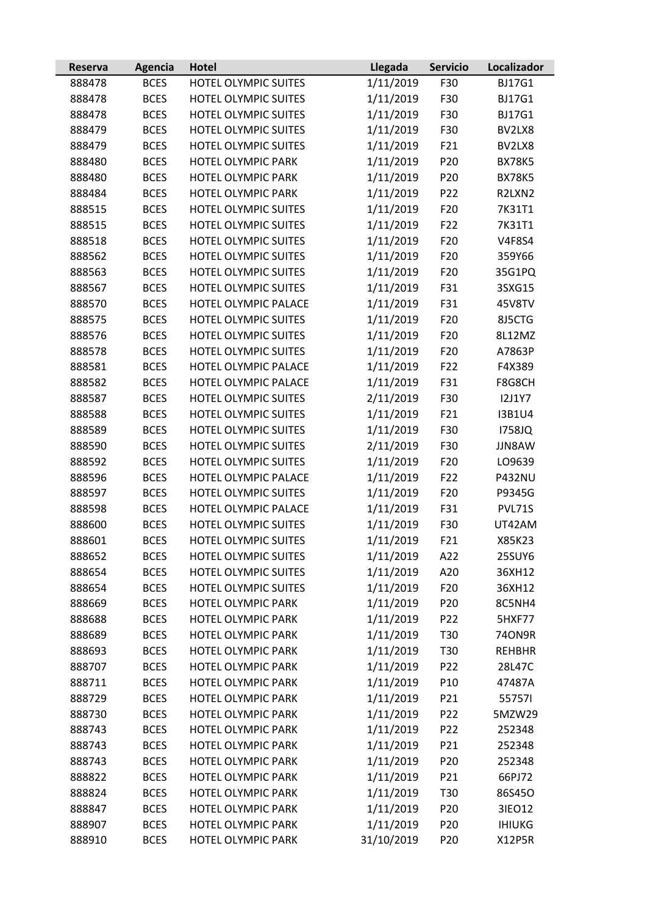| Reserva | Agencia | Hotel | Llegada | Servicio | Localizador |
|---|---|---|---|---|---|
| 888478 | BCES | HOTEL OLYMPIC SUITES | 1/11/2019 | F30 | BJ17G1 |
| 888478 | BCES | HOTEL OLYMPIC SUITES | 1/11/2019 | F30 | BJ17G1 |
| 888478 | BCES | HOTEL OLYMPIC SUITES | 1/11/2019 | F30 | BJ17G1 |
| 888479 | BCES | HOTEL OLYMPIC SUITES | 1/11/2019 | F30 | BV2LX8 |
| 888479 | BCES | HOTEL OLYMPIC SUITES | 1/11/2019 | F21 | BV2LX8 |
| 888480 | BCES | HOTEL OLYMPIC PARK | 1/11/2019 | P20 | BX78K5 |
| 888480 | BCES | HOTEL OLYMPIC PARK | 1/11/2019 | P20 | BX78K5 |
| 888484 | BCES | HOTEL OLYMPIC PARK | 1/11/2019 | P22 | R2LXN2 |
| 888515 | BCES | HOTEL OLYMPIC SUITES | 1/11/2019 | F20 | 7K31T1 |
| 888515 | BCES | HOTEL OLYMPIC SUITES | 1/11/2019 | F22 | 7K31T1 |
| 888518 | BCES | HOTEL OLYMPIC SUITES | 1/11/2019 | F20 | V4F8S4 |
| 888562 | BCES | HOTEL OLYMPIC SUITES | 1/11/2019 | F20 | 359Y66 |
| 888563 | BCES | HOTEL OLYMPIC SUITES | 1/11/2019 | F20 | 35G1PQ |
| 888567 | BCES | HOTEL OLYMPIC SUITES | 1/11/2019 | F31 | 3SXG15 |
| 888570 | BCES | HOTEL OLYMPIC PALACE | 1/11/2019 | F31 | 45V8TV |
| 888575 | BCES | HOTEL OLYMPIC SUITES | 1/11/2019 | F20 | 8J5CTG |
| 888576 | BCES | HOTEL OLYMPIC SUITES | 1/11/2019 | F20 | 8L12MZ |
| 888578 | BCES | HOTEL OLYMPIC SUITES | 1/11/2019 | F20 | A7863P |
| 888581 | BCES | HOTEL OLYMPIC PALACE | 1/11/2019 | F22 | F4X389 |
| 888582 | BCES | HOTEL OLYMPIC PALACE | 1/11/2019 | F31 | F8G8CH |
| 888587 | BCES | HOTEL OLYMPIC SUITES | 2/11/2019 | F30 | I2J1Y7 |
| 888588 | BCES | HOTEL OLYMPIC SUITES | 1/11/2019 | F21 | I3B1U4 |
| 888589 | BCES | HOTEL OLYMPIC SUITES | 1/11/2019 | F30 | I758JQ |
| 888590 | BCES | HOTEL OLYMPIC SUITES | 2/11/2019 | F30 | JJN8AW |
| 888592 | BCES | HOTEL OLYMPIC SUITES | 1/11/2019 | F20 | LO9639 |
| 888596 | BCES | HOTEL OLYMPIC PALACE | 1/11/2019 | F22 | P432NU |
| 888597 | BCES | HOTEL OLYMPIC SUITES | 1/11/2019 | F20 | P9345G |
| 888598 | BCES | HOTEL OLYMPIC PALACE | 1/11/2019 | F31 | PVL71S |
| 888600 | BCES | HOTEL OLYMPIC SUITES | 1/11/2019 | F30 | UT42AM |
| 888601 | BCES | HOTEL OLYMPIC SUITES | 1/11/2019 | F21 | X85K23 |
| 888652 | BCES | HOTEL OLYMPIC SUITES | 1/11/2019 | A22 | 25SUY6 |
| 888654 | BCES | HOTEL OLYMPIC SUITES | 1/11/2019 | A20 | 36XH12 |
| 888654 | BCES | HOTEL OLYMPIC SUITES | 1/11/2019 | F20 | 36XH12 |
| 888669 | BCES | HOTEL OLYMPIC PARK | 1/11/2019 | P20 | 8C5NH4 |
| 888688 | BCES | HOTEL OLYMPIC PARK | 1/11/2019 | P22 | 5HXF77 |
| 888689 | BCES | HOTEL OLYMPIC PARK | 1/11/2019 | T30 | 74ON9R |
| 888693 | BCES | HOTEL OLYMPIC PARK | 1/11/2019 | T30 | REHBHR |
| 888707 | BCES | HOTEL OLYMPIC PARK | 1/11/2019 | P22 | 28L47C |
| 888711 | BCES | HOTEL OLYMPIC PARK | 1/11/2019 | P10 | 47487A |
| 888729 | BCES | HOTEL OLYMPIC PARK | 1/11/2019 | P21 | 55757I |
| 888730 | BCES | HOTEL OLYMPIC PARK | 1/11/2019 | P22 | 5MZW29 |
| 888743 | BCES | HOTEL OLYMPIC PARK | 1/11/2019 | P22 | 252348 |
| 888743 | BCES | HOTEL OLYMPIC PARK | 1/11/2019 | P21 | 252348 |
| 888743 | BCES | HOTEL OLYMPIC PARK | 1/11/2019 | P20 | 252348 |
| 888822 | BCES | HOTEL OLYMPIC PARK | 1/11/2019 | P21 | 66PJ72 |
| 888824 | BCES | HOTEL OLYMPIC PARK | 1/11/2019 | T30 | 86S45O |
| 888847 | BCES | HOTEL OLYMPIC PARK | 1/11/2019 | P20 | 3IEO12 |
| 888907 | BCES | HOTEL OLYMPIC PARK | 1/11/2019 | P20 | IHIUKG |
| 888910 | BCES | HOTEL OLYMPIC PARK | 31/10/2019 | P20 | X12P5R |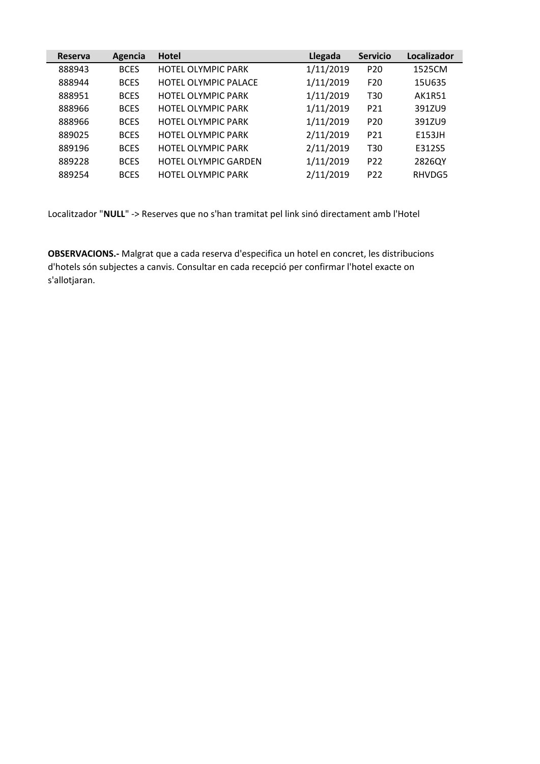| Reserva | Agencia | Hotel | Llegada | Servicio | Localizador |
|---|---|---|---|---|---|
| 888943 | BCES | HOTEL OLYMPIC PARK | 1/11/2019 | P20 | 1525CM |
| 888944 | BCES | HOTEL OLYMPIC PALACE | 1/11/2019 | F20 | 15U635 |
| 888951 | BCES | HOTEL OLYMPIC PARK | 1/11/2019 | T30 | AK1R51 |
| 888966 | BCES | HOTEL OLYMPIC PARK | 1/11/2019 | P21 | 391ZU9 |
| 888966 | BCES | HOTEL OLYMPIC PARK | 1/11/2019 | P20 | 391ZU9 |
| 889025 | BCES | HOTEL OLYMPIC PARK | 2/11/2019 | P21 | E153JH |
| 889196 | BCES | HOTEL OLYMPIC PARK | 2/11/2019 | T30 | E312S5 |
| 889228 | BCES | HOTEL OLYMPIC GARDEN | 1/11/2019 | P22 | 2826QY |
| 889254 | BCES | HOTEL OLYMPIC PARK | 2/11/2019 | P22 | RHVDG5 |

Localitzador "**NULL**" -> Reserves que no s'han tramitat pel link sinó directament amb l'Hotel

**OBSERVACIONS.-** Malgrat que a cada reserva d'especifica un hotel en concret, les distribucions d'hotels són subjectes a canvis. Consultar en cada recepció per confirmar l'hotel exacte on s'allotjaran.